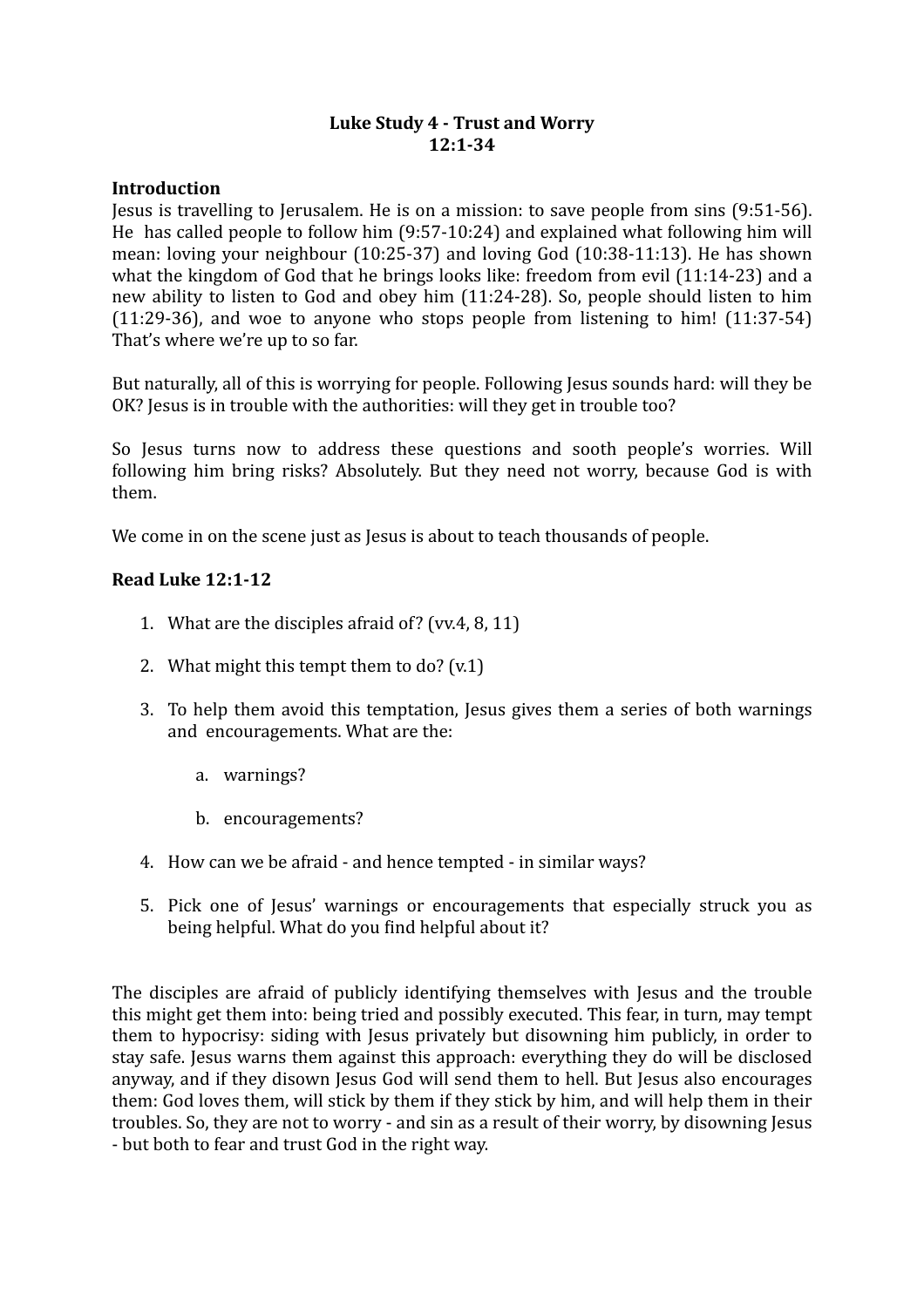**Luke Study 4 - Trust and Worry**
**12:1-34**

**Introduction**

Jesus is travelling to Jerusalem. He is on a mission: to save people from sins (9:51-56). He has called people to follow him (9:57-10:24) and explained what following him will mean: loving your neighbour (10:25-37) and loving God (10:38-11:13). He has shown what the kingdom of God that he brings looks like: freedom from evil (11:14-23) and a new ability to listen to God and obey him (11:24-28). So, people should listen to him (11:29-36), and woe to anyone who stops people from listening to him! (11:37-54) That's where we're up to so far.

But naturally, all of this is worrying for people. Following Jesus sounds hard: will they be OK? Jesus is in trouble with the authorities: will they get in trouble too?

So Jesus turns now to address these questions and sooth people's worries. Will following him bring risks? Absolutely. But they need not worry, because God is with them.

We come in on the scene just as Jesus is about to teach thousands of people.

**Read Luke 12:1-12**

1. What are the disciples afraid of? (vv.4, 8, 11)
2. What might this tempt them to do? (v.1)
3. To help them avoid this temptation, Jesus gives them a series of both warnings and encouragements. What are the:
   a. warnings?
   b. encouragements?
4. How can we be afraid - and hence tempted - in similar ways?
5. Pick one of Jesus' warnings or encouragements that especially struck you as being helpful. What do you find helpful about it?

The disciples are afraid of publicly identifying themselves with Jesus and the trouble this might get them into: being tried and possibly executed. This fear, in turn, may tempt them to hypocrisy: siding with Jesus privately but disowning him publicly, in order to stay safe. Jesus warns them against this approach: everything they do will be disclosed anyway, and if they disown Jesus God will send them to hell. But Jesus also encourages them: God loves them, will stick by them if they stick by him, and will help them in their troubles. So, they are not to worry - and sin as a result of their worry, by disowning Jesus - but both to fear and trust God in the right way.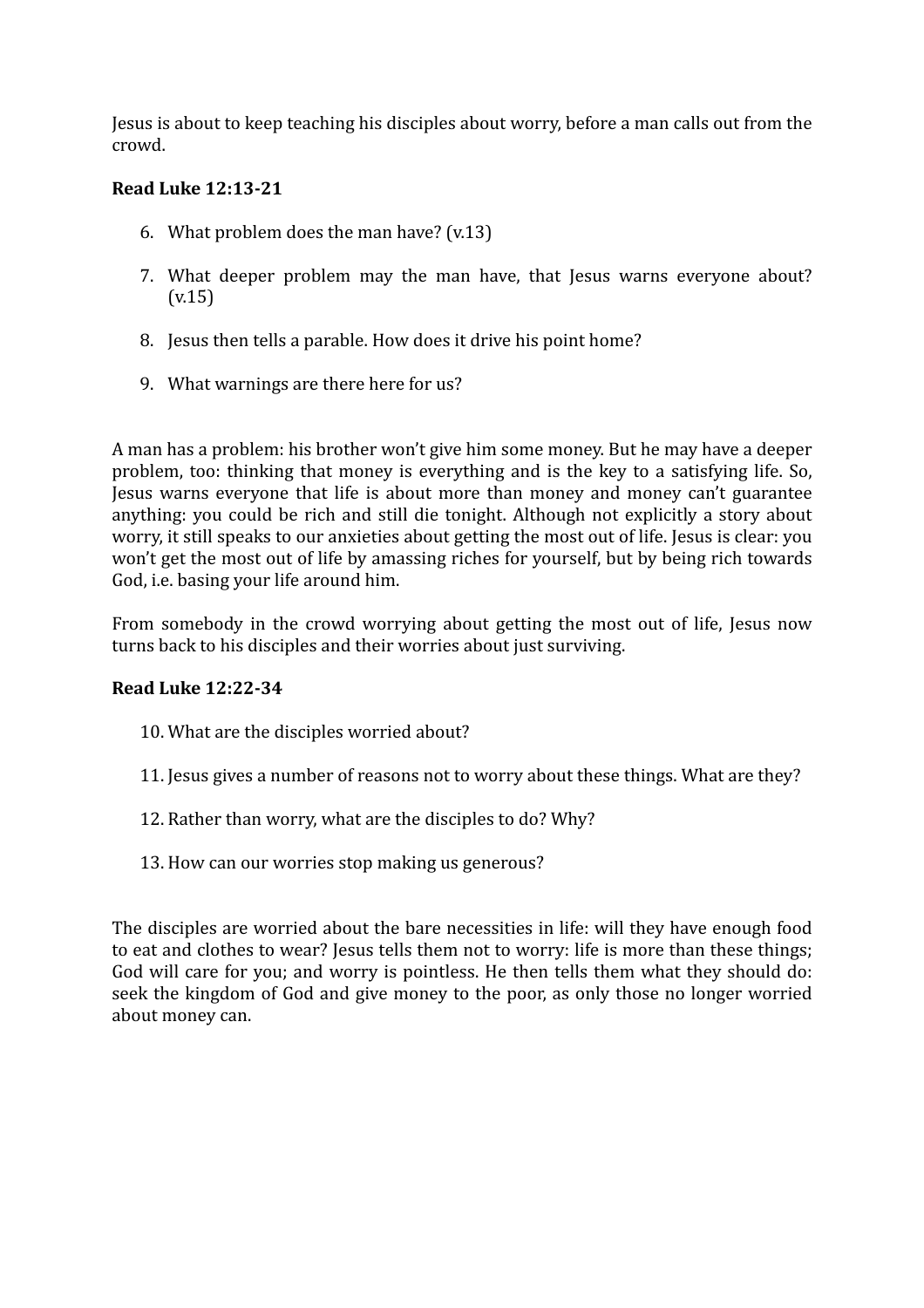Jesus is about to keep teaching his disciples about worry, before a man calls out from the crowd.

**Read Luke 12:13-21**

6. What problem does the man have? (v.13)

7. What deeper problem may the man have, that Jesus warns everyone about? (v.15)

8. Jesus then tells a parable. How does it drive his point home?

9. What warnings are there here for us?

A man has a problem: his brother won't give him some money. But he may have a deeper problem, too: thinking that money is everything and is the key to a satisfying life. So, Jesus warns everyone that life is about more than money and money can't guarantee anything: you could be rich and still die tonight. Although not explicitly a story about worry, it still speaks to our anxieties about getting the most out of life. Jesus is clear: you won't get the most out of life by amassing riches for yourself, but by being rich towards God, i.e. basing your life around him.

From somebody in the crowd worrying about getting the most out of life, Jesus now turns back to his disciples and their worries about just surviving.

**Read Luke 12:22-34**

10. What are the disciples worried about?

11. Jesus gives a number of reasons not to worry about these things. What are they?

12. Rather than worry, what are the disciples to do? Why?

13. How can our worries stop making us generous?

The disciples are worried about the bare necessities in life: will they have enough food to eat and clothes to wear? Jesus tells them not to worry: life is more than these things; God will care for you; and worry is pointless. He then tells them what they should do: seek the kingdom of God and give money to the poor, as only those no longer worried about money can.